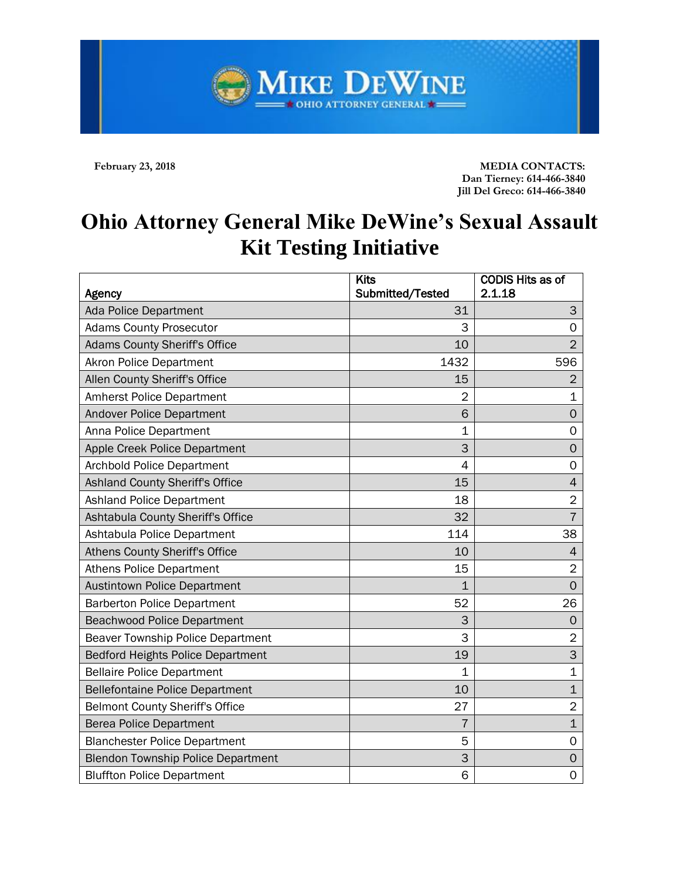MIKE DEWINE
OHIO ATTORNEY GENERAL

**February 23, 2018**

**MEDIA CONTACTS:**
**Dan Tierney: 614-466-3840**
**Jill Del Greco: 614-466-3840**

# Ohio Attorney General Mike DeWine's Sexual Assault Kit Testing Initiative

| Agency | Kits Submitted/Tested | CODIS Hits as of 2.1.18 |
|---|---|---|
| Ada Police Department | 31 | 3 |
| Adams County Prosecutor | 3 | 0 |
| Adams County Sheriff's Office | 10 | 2 |
| Akron Police Department | 1432 | 596 |
| Allen County Sheriff's Office | 15 | 2 |
| Amherst Police Department | 2 | 1 |
| Andover Police Department | 6 | 0 |
| Anna Police Department | 1 | 0 |
| Apple Creek Police Department | 3 | 0 |
| Archbold Police Department | 4 | 0 |
| Ashland County Sheriff's Office | 15 | 4 |
| Ashland Police Department | 18 | 2 |
| Ashtabula County Sheriff's Office | 32 | 7 |
| Ashtabula Police Department | 114 | 38 |
| Athens County Sheriff's Office | 10 | 4 |
| Athens Police Department | 15 | 2 |
| Austintown Police Department | 1 | 0 |
| Barberton Police Department | 52 | 26 |
| Beachwood Police Department | 3 | 0 |
| Beaver Township Police Department | 3 | 2 |
| Bedford Heights Police Department | 19 | 3 |
| Bellaire Police Department | 1 | 1 |
| Bellefontaine Police Department | 10 | 1 |
| Belmont County Sheriff's Office | 27 | 2 |
| Berea Police Department | 7 | 1 |
| Blanchester Police Department | 5 | 0 |
| Blendon Township Police Department | 3 | 0 |
| Bluffton Police Department | 6 | 0 |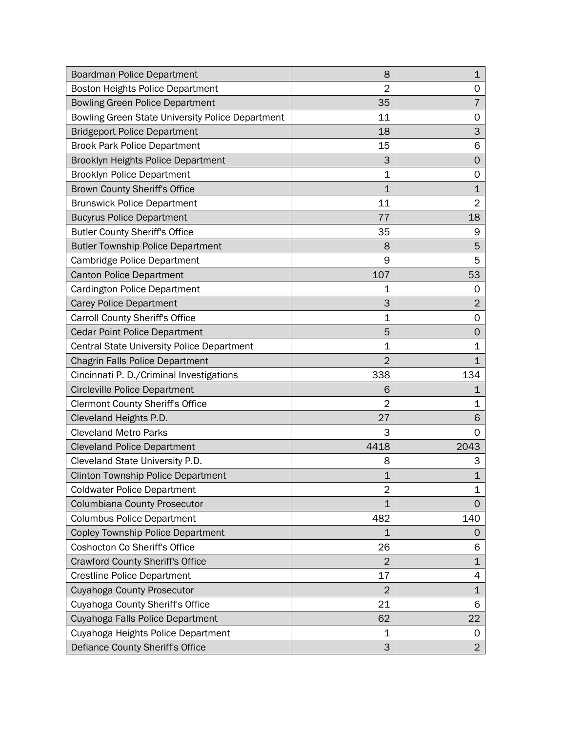| | | |
|---|---|---|
| Boardman Police Department | 8 | 1 |
| Boston Heights Police Department | 2 | 0 |
| Bowling Green Police Department | 35 | 7 |
| Bowling Green State University Police Department | 11 | 0 |
| Bridgeport Police Department | 18 | 3 |
| Brook Park Police Department | 15 | 6 |
| Brooklyn Heights Police Department | 3 | 0 |
| Brooklyn Police Department | 1 | 0 |
| Brown County Sheriff's Office | 1 | 1 |
| Brunswick Police Department | 11 | 2 |
| Bucyrus Police Department | 77 | 18 |
| Butler County Sheriff's Office | 35 | 9 |
| Butler Township Police Department | 8 | 5 |
| Cambridge Police Department | 9 | 5 |
| Canton Police Department | 107 | 53 |
| Cardington Police Department | 1 | 0 |
| Carey Police Department | 3 | 2 |
| Carroll County Sheriff's Office | 1 | 0 |
| Cedar Point Police Department | 5 | 0 |
| Central State University Police Department | 1 | 1 |
| Chagrin Falls Police Department | 2 | 1 |
| Cincinnati P. D./Criminal Investigations | 338 | 134 |
| Circleville Police Department | 6 | 1 |
| Clermont County Sheriff's Office | 2 | 1 |
| Cleveland Heights P.D. | 27 | 6 |
| Cleveland Metro Parks | 3 | 0 |
| Cleveland Police Department | 4418 | 2043 |
| Cleveland State University P.D. | 8 | 3 |
| Clinton Township Police Department | 1 | 1 |
| Coldwater Police Department | 2 | 1 |
| Columbiana County Prosecutor | 1 | 0 |
| Columbus Police Department | 482 | 140 |
| Copley Township Police Department | 1 | 0 |
| Coshocton Co Sheriff's Office | 26 | 6 |
| Crawford County Sheriff's Office | 2 | 1 |
| Crestline Police Department | 17 | 4 |
| Cuyahoga County Prosecutor | 2 | 1 |
| Cuyahoga County Sheriff's Office | 21 | 6 |
| Cuyahoga Falls Police Department | 62 | 22 |
| Cuyahoga Heights Police Department | 1 | 0 |
| Defiance County Sheriff's Office | 3 | 2 |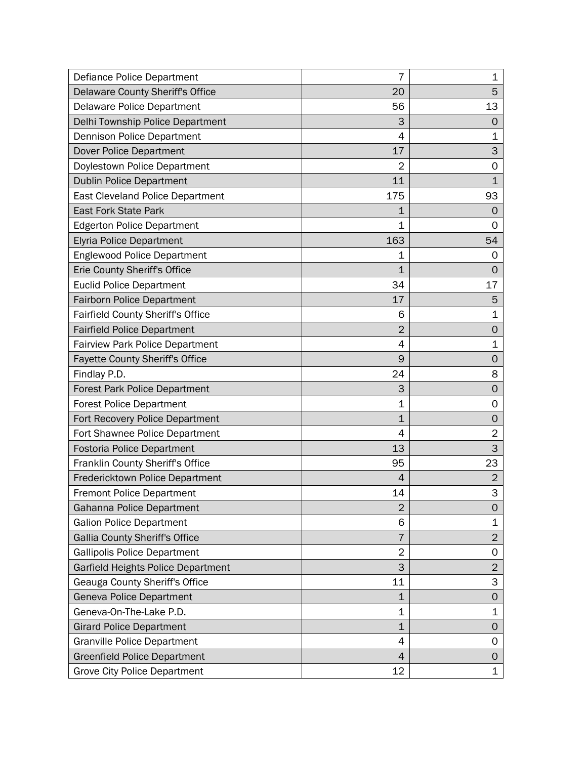| | | |
|---|---|---|
| Defiance Police Department | 7 | 1 |
| Delaware County Sheriff's Office | 20 | 5 |
| Delaware Police Department | 56 | 13 |
| Delhi Township Police Department | 3 | 0 |
| Dennison Police Department | 4 | 1 |
| Dover Police Department | 17 | 3 |
| Doylestown Police Department | 2 | 0 |
| Dublin Police Department | 11 | 1 |
| East Cleveland Police Department | 175 | 93 |
| East Fork State Park | 1 | 0 |
| Edgerton Police Department | 1 | 0 |
| Elyria Police Department | 163 | 54 |
| Englewood Police Department | 1 | 0 |
| Erie County Sheriff's Office | 1 | 0 |
| Euclid Police Department | 34 | 17 |
| Fairborn Police Department | 17 | 5 |
| Fairfield County Sheriff's Office | 6 | 1 |
| Fairfield Police Department | 2 | 0 |
| Fairview Park Police Department | 4 | 1 |
| Fayette County Sheriff's Office | 9 | 0 |
| Findlay P.D. | 24 | 8 |
| Forest Park Police Department | 3 | 0 |
| Forest Police Department | 1 | 0 |
| Fort Recovery Police Department | 1 | 0 |
| Fort Shawnee Police Department | 4 | 2 |
| Fostoria Police Department | 13 | 3 |
| Franklin County Sheriff's Office | 95 | 23 |
| Fredericktown Police Department | 4 | 2 |
| Fremont Police Department | 14 | 3 |
| Gahanna Police Department | 2 | 0 |
| Galion Police Department | 6 | 1 |
| Gallia County Sheriff's Office | 7 | 2 |
| Gallipolis Police Department | 2 | 0 |
| Garfield Heights Police Department | 3 | 2 |
| Geauga County Sheriff's Office | 11 | 3 |
| Geneva Police Department | 1 | 0 |
| Geneva-On-The-Lake P.D. | 1 | 1 |
| Girard Police Department | 1 | 0 |
| Granville Police Department | 4 | 0 |
| Greenfield Police Department | 4 | 0 |
| Grove City Police Department | 12 | 1 |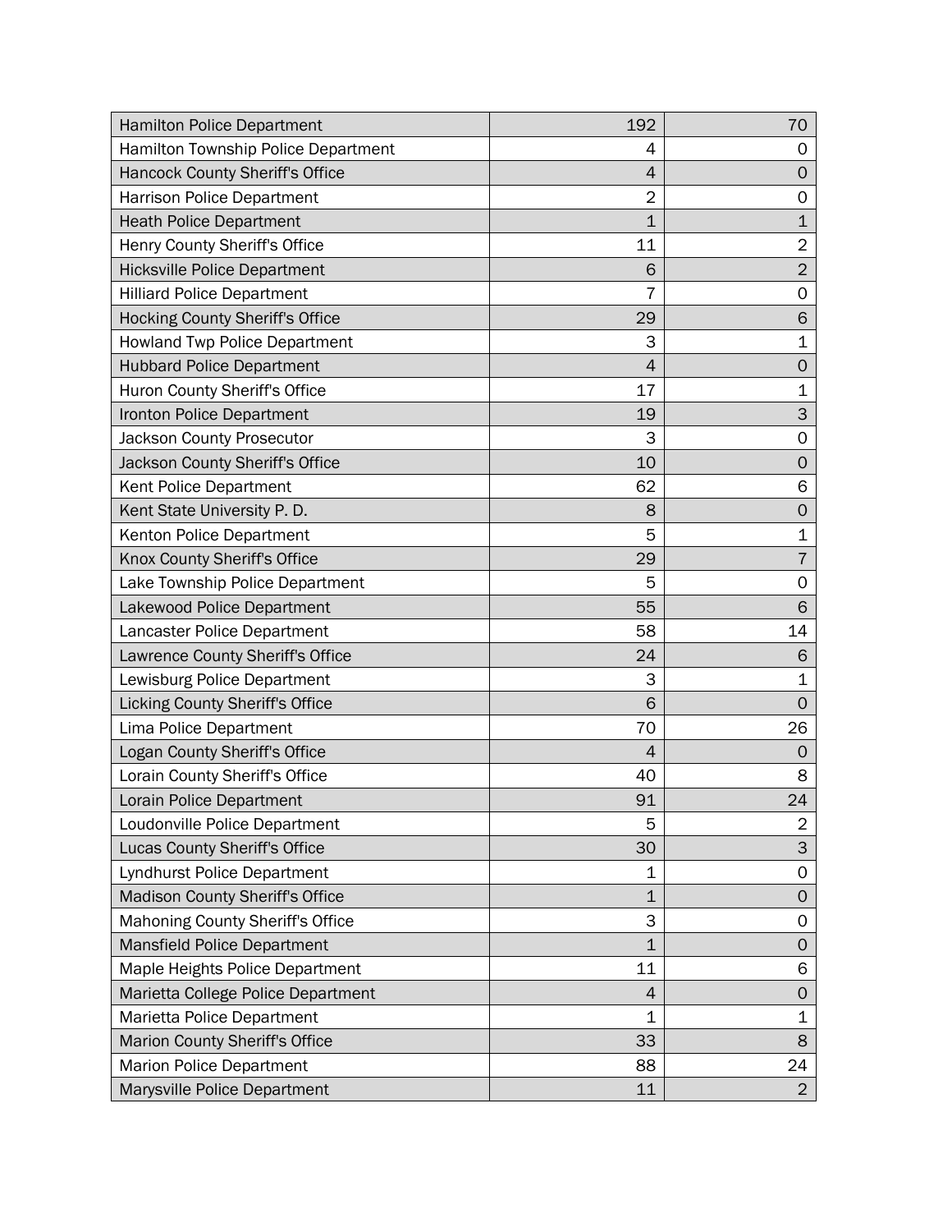| | | |
|---|---|---|
| Hamilton Police Department | 192 | 70 |
| Hamilton Township Police Department | 4 | 0 |
| Hancock County Sheriff's Office | 4 | 0 |
| Harrison Police Department | 2 | 0 |
| Heath Police Department | 1 | 1 |
| Henry County Sheriff's Office | 11 | 2 |
| Hicksville Police Department | 6 | 2 |
| Hilliard Police Department | 7 | 0 |
| Hocking County Sheriff's Office | 29 | 6 |
| Howland Twp Police Department | 3 | 1 |
| Hubbard Police Department | 4 | 0 |
| Huron County Sheriff's Office | 17 | 1 |
| Ironton Police Department | 19 | 3 |
| Jackson County Prosecutor | 3 | 0 |
| Jackson County Sheriff's Office | 10 | 0 |
| Kent Police Department | 62 | 6 |
| Kent State University P. D. | 8 | 0 |
| Kenton Police Department | 5 | 1 |
| Knox County Sheriff's Office | 29 | 7 |
| Lake Township Police Department | 5 | 0 |
| Lakewood Police Department | 55 | 6 |
| Lancaster Police Department | 58 | 14 |
| Lawrence County Sheriff's Office | 24 | 6 |
| Lewisburg Police Department | 3 | 1 |
| Licking County Sheriff's Office | 6 | 0 |
| Lima Police Department | 70 | 26 |
| Logan County Sheriff's Office | 4 | 0 |
| Lorain County Sheriff's Office | 40 | 8 |
| Lorain Police Department | 91 | 24 |
| Loudonville Police Department | 5 | 2 |
| Lucas County Sheriff's Office | 30 | 3 |
| Lyndhurst Police Department | 1 | 0 |
| Madison County Sheriff's Office | 1 | 0 |
| Mahoning County Sheriff's Office | 3 | 0 |
| Mansfield Police Department | 1 | 0 |
| Maple Heights Police Department | 11 | 6 |
| Marietta College Police Department | 4 | 0 |
| Marietta Police Department | 1 | 1 |
| Marion County Sheriff's Office | 33 | 8 |
| Marion Police Department | 88 | 24 |
| Marysville Police Department | 11 | 2 |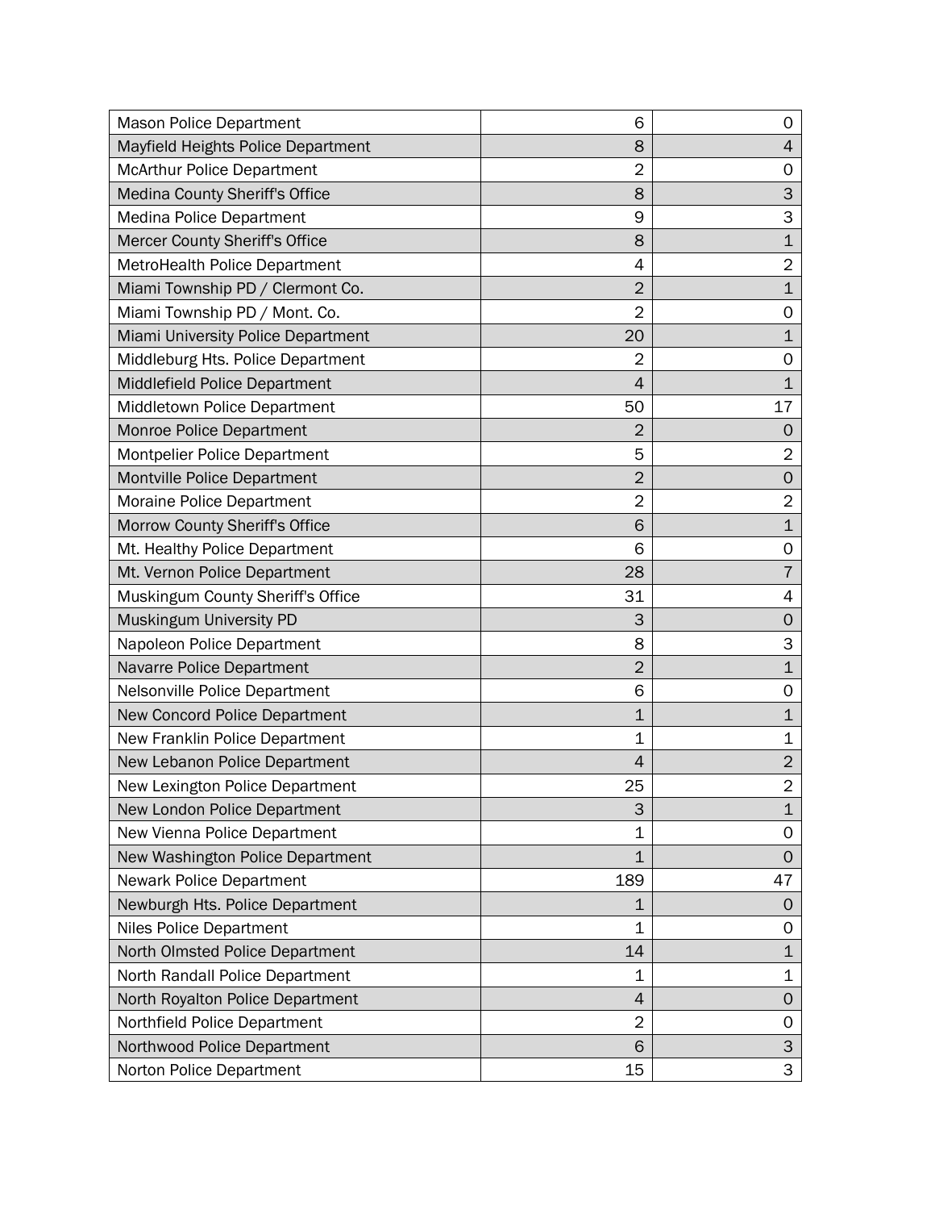| | | |
|---|---|---|
| Mason Police Department | 6 | 0 |
| Mayfield Heights Police Department | 8 | 4 |
| McArthur Police Department | 2 | 0 |
| Medina County Sheriff's Office | 8 | 3 |
| Medina Police Department | 9 | 3 |
| Mercer County Sheriff's Office | 8 | 1 |
| MetroHealth Police Department | 4 | 2 |
| Miami Township PD / Clermont Co. | 2 | 1 |
| Miami Township PD / Mont. Co. | 2 | 0 |
| Miami University Police Department | 20 | 1 |
| Middleburg Hts. Police Department | 2 | 0 |
| Middlefield Police Department | 4 | 1 |
| Middletown Police Department | 50 | 17 |
| Monroe Police Department | 2 | 0 |
| Montpelier Police Department | 5 | 2 |
| Montville Police Department | 2 | 0 |
| Moraine Police Department | 2 | 2 |
| Morrow County Sheriff's Office | 6 | 1 |
| Mt. Healthy Police Department | 6 | 0 |
| Mt. Vernon Police Department | 28 | 7 |
| Muskingum County Sheriff's Office | 31 | 4 |
| Muskingum University PD | 3 | 0 |
| Napoleon Police Department | 8 | 3 |
| Navarre Police Department | 2 | 1 |
| Nelsonville Police Department | 6 | 0 |
| New Concord Police Department | 1 | 1 |
| New Franklin Police Department | 1 | 1 |
| New Lebanon Police Department | 4 | 2 |
| New Lexington Police Department | 25 | 2 |
| New London Police Department | 3 | 1 |
| New Vienna Police Department | 1 | 0 |
| New Washington Police Department | 1 | 0 |
| Newark Police Department | 189 | 47 |
| Newburgh Hts. Police Department | 1 | 0 |
| Niles Police Department | 1 | 0 |
| North Olmsted Police Department | 14 | 1 |
| North Randall Police Department | 1 | 1 |
| North Royalton Police Department | 4 | 0 |
| Northfield Police Department | 2 | 0 |
| Northwood Police Department | 6 | 3 |
| Norton Police Department | 15 | 3 |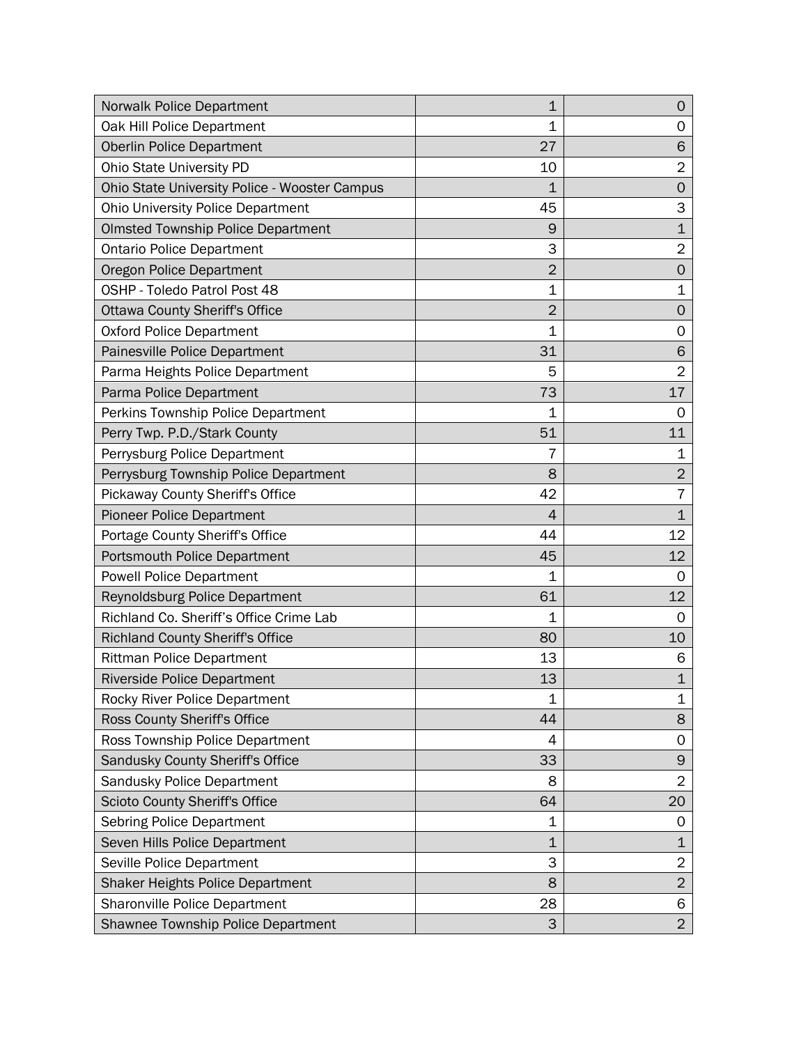| | | |
|---|---|---|
| Norwalk Police Department | 1 | 0 |
| Oak Hill Police Department | 1 | 0 |
| Oberlin Police Department | 27 | 6 |
| Ohio State University PD | 10 | 2 |
| Ohio State University Police - Wooster Campus | 1 | 0 |
| Ohio University Police Department | 45 | 3 |
| Olmsted Township Police Department | 9 | 1 |
| Ontario Police Department | 3 | 2 |
| Oregon Police Department | 2 | 0 |
| OSHP - Toledo Patrol Post 48 | 1 | 1 |
| Ottawa County Sheriff's Office | 2 | 0 |
| Oxford Police Department | 1 | 0 |
| Painesville Police Department | 31 | 6 |
| Parma Heights Police Department | 5 | 2 |
| Parma Police Department | 73 | 17 |
| Perkins Township Police Department | 1 | 0 |
| Perry Twp. P.D./Stark County | 51 | 11 |
| Perrysburg Police Department | 7 | 1 |
| Perrysburg Township Police Department | 8 | 2 |
| Pickaway County Sheriff's Office | 42 | 7 |
| Pioneer Police Department | 4 | 1 |
| Portage County Sheriff's Office | 44 | 12 |
| Portsmouth Police Department | 45 | 12 |
| Powell Police Department | 1 | 0 |
| Reynoldsburg Police Department | 61 | 12 |
| Richland Co. Sheriff's Office Crime Lab | 1 | 0 |
| Richland County Sheriff's Office | 80 | 10 |
| Rittman Police Department | 13 | 6 |
| Riverside Police Department | 13 | 1 |
| Rocky River Police Department | 1 | 1 |
| Ross County Sheriff's Office | 44 | 8 |
| Ross Township Police Department | 4 | 0 |
| Sandusky County Sheriff's Office | 33 | 9 |
| Sandusky Police Department | 8 | 2 |
| Scioto County Sheriff's Office | 64 | 20 |
| Sebring Police Department | 1 | 0 |
| Seven Hills Police Department | 1 | 1 |
| Seville Police Department | 3 | 2 |
| Shaker Heights Police Department | 8 | 2 |
| Sharonville Police Department | 28 | 6 |
| Shawnee Township Police Department | 3 | 2 |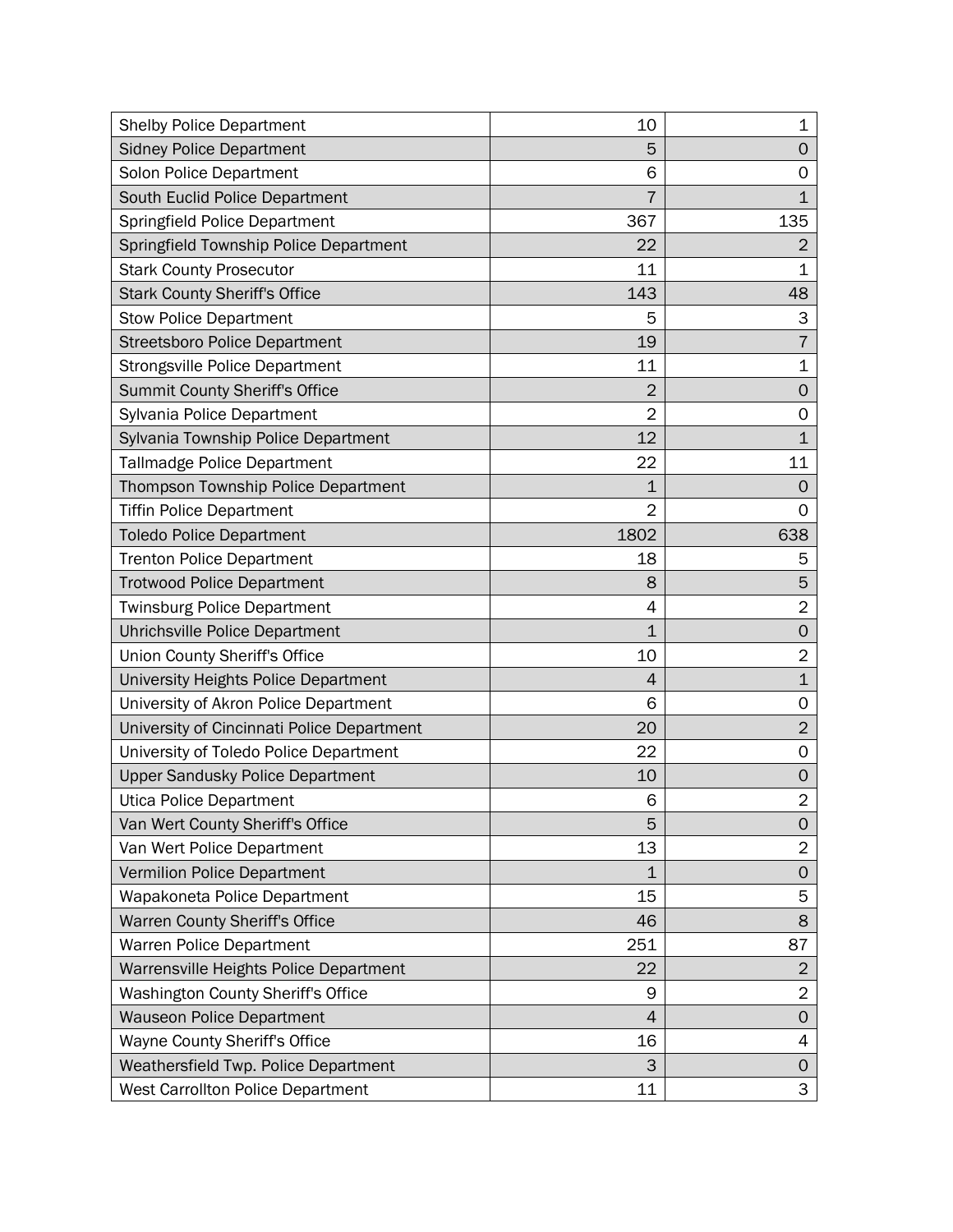| | | |
|---|---|---|
| Shelby Police Department | 10 | 1 |
| Sidney Police Department | 5 | 0 |
| Solon Police Department | 6 | 0 |
| South Euclid Police Department | 7 | 1 |
| Springfield Police Department | 367 | 135 |
| Springfield Township Police Department | 22 | 2 |
| Stark County Prosecutor | 11 | 1 |
| Stark County Sheriff's Office | 143 | 48 |
| Stow Police Department | 5 | 3 |
| Streetsboro Police Department | 19 | 7 |
| Strongsville Police Department | 11 | 1 |
| Summit County Sheriff's Office | 2 | 0 |
| Sylvania Police Department | 2 | 0 |
| Sylvania Township Police Department | 12 | 1 |
| Tallmadge Police Department | 22 | 11 |
| Thompson Township Police Department | 1 | 0 |
| Tiffin Police Department | 2 | 0 |
| Toledo Police Department | 1802 | 638 |
| Trenton Police Department | 18 | 5 |
| Trotwood Police Department | 8 | 5 |
| Twinsburg Police Department | 4 | 2 |
| Uhrichsville Police Department | 1 | 0 |
| Union County Sheriff's Office | 10 | 2 |
| University Heights Police Department | 4 | 1 |
| University of Akron Police Department | 6 | 0 |
| University of Cincinnati Police Department | 20 | 2 |
| University of Toledo Police Department | 22 | 0 |
| Upper Sandusky Police Department | 10 | 0 |
| Utica Police Department | 6 | 2 |
| Van Wert County Sheriff's Office | 5 | 0 |
| Van Wert Police Department | 13 | 2 |
| Vermilion Police Department | 1 | 0 |
| Wapakoneta Police Department | 15 | 5 |
| Warren County Sheriff's Office | 46 | 8 |
| Warren Police Department | 251 | 87 |
| Warrensville Heights Police Department | 22 | 2 |
| Washington County Sheriff's Office | 9 | 2 |
| Wauseon Police Department | 4 | 0 |
| Wayne County Sheriff's Office | 16 | 4 |
| Weathersfield Twp. Police Department | 3 | 0 |
| West Carrollton Police Department | 11 | 3 |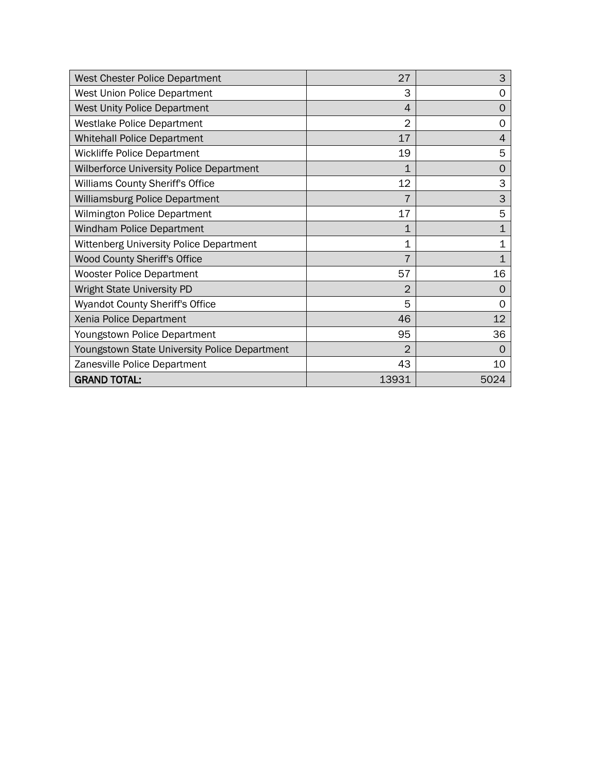| | | |
|---|---|---|
| West Chester Police Department | 27 | 3 |
| West Union Police Department | 3 | 0 |
| West Unity Police Department | 4 | 0 |
| Westlake Police Department | 2 | 0 |
| Whitehall Police Department | 17 | 4 |
| Wickliffe Police Department | 19 | 5 |
| Wilberforce University Police Department | 1 | 0 |
| Williams County Sheriff's Office | 12 | 3 |
| Williamsburg Police Department | 7 | 3 |
| Wilmington Police Department | 17 | 5 |
| Windham Police Department | 1 | 1 |
| Wittenberg University Police Department | 1 | 1 |
| Wood County Sheriff's Office | 7 | 1 |
| Wooster Police Department | 57 | 16 |
| Wright State University PD | 2 | 0 |
| Wyandot County Sheriff's Office | 5 | 0 |
| Xenia Police Department | 46 | 12 |
| Youngstown Police Department | 95 | 36 |
| Youngstown State University Police Department | 2 | 0 |
| Zanesville Police Department | 43 | 10 |
| **GRAND TOTAL:** | 13931 | 5024 |